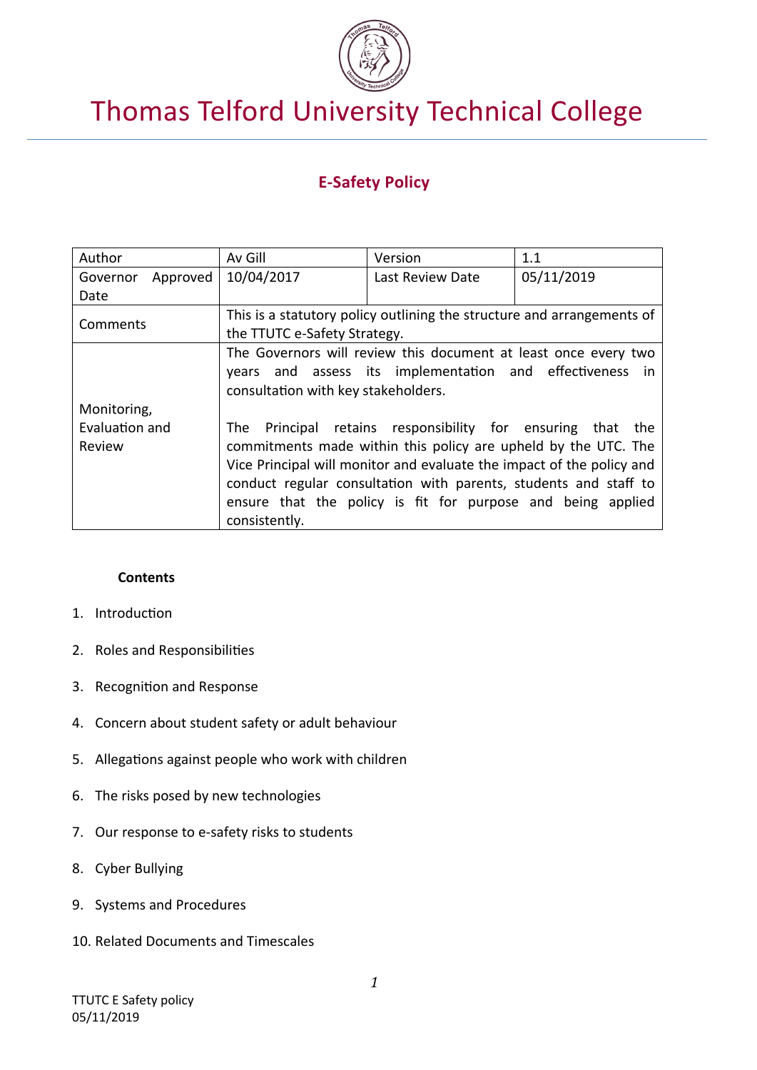# Thomas Telford University Technical College

## E-Safety Policy

| Author | Av Gill | Version | 1.1 |
|---|---|---|---|
| Governor Approved Date | 10/04/2017 | Last Review Date | 05/11/2019 |
| Comments | This is a statutory policy outlining the structure and arrangements of the TTUTC e-Safety Strategy. | | |
| Monitoring, Evaluation and Review | The Governors will review this document at least once every two years and assess its implementation and effectiveness in consultation with key stakeholders.<br><br>The Principal retains responsibility for ensuring that the commitments made within this policy are upheld by the UTC. The Vice Principal will monitor and evaluate the impact of the policy and conduct regular consultation with parents, students and staff to ensure that the policy is fit for purpose and being applied consistently. | | |

**Contents**

1. Introduction
2. Roles and Responsibilities
3. Recognition and Response
4. Concern about student safety or adult behaviour
5. Allegations against people who work with children
6. The risks posed by new technologies
7. Our response to e-safety risks to students
8. Cyber Bullying
9. Systems and Procedures
10. Related Documents and Timescales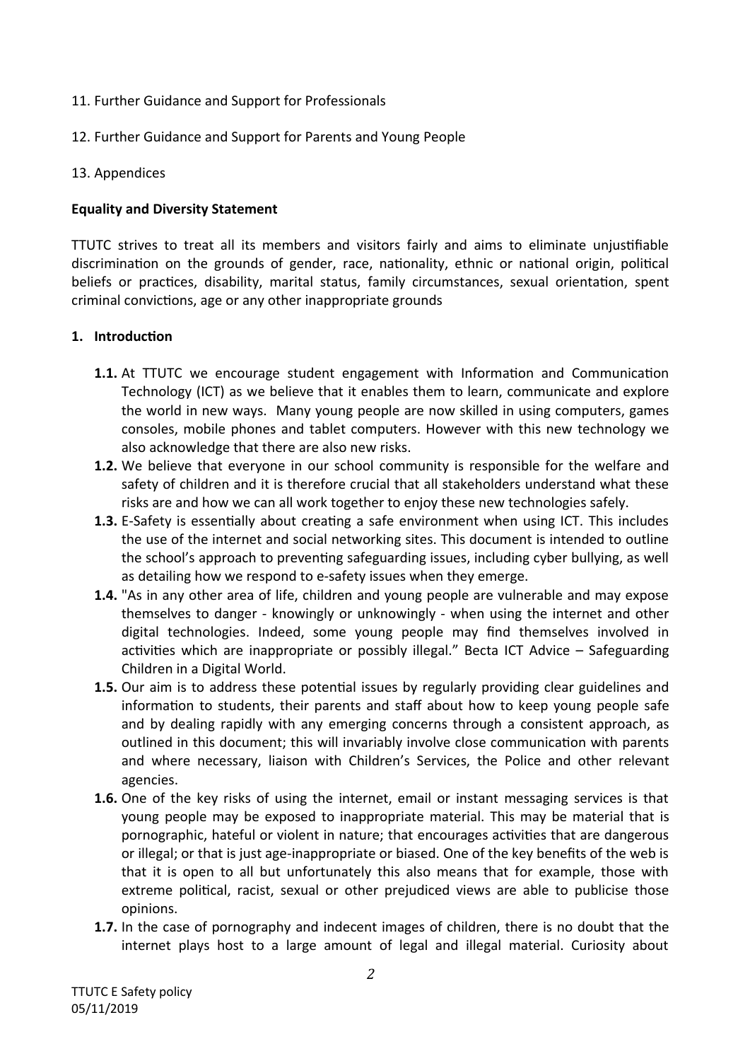11. Further Guidance and Support for Professionals

12. Further Guidance and Support for Parents and Young People

13. Appendices

**Equality and Diversity Statement**

TTUTC strives to treat all its members and visitors fairly and aims to eliminate unjustifiable discrimination on the grounds of gender, race, nationality, ethnic or national origin, political beliefs or practices, disability, marital status, family circumstances, sexual orientation, spent criminal convictions, age or any other inappropriate grounds

## 1. Introduction

- **1.1.** At TTUTC we encourage student engagement with Information and Communication Technology (ICT) as we believe that it enables them to learn, communicate and explore the world in new ways. Many young people are now skilled in using computers, games consoles, mobile phones and tablet computers. However with this new technology we also acknowledge that there are also new risks.
- **1.2.** We believe that everyone in our school community is responsible for the welfare and safety of children and it is therefore crucial that all stakeholders understand what these risks are and how we can all work together to enjoy these new technologies safely.
- **1.3.** E-Safety is essentially about creating a safe environment when using ICT. This includes the use of the internet and social networking sites. This document is intended to outline the school's approach to preventing safeguarding issues, including cyber bullying, as well as detailing how we respond to e-safety issues when they emerge.
- **1.4.** "As in any other area of life, children and young people are vulnerable and may expose themselves to danger - knowingly or unknowingly - when using the internet and other digital technologies. Indeed, some young people may find themselves involved in activities which are inappropriate or possibly illegal." Becta ICT Advice – Safeguarding Children in a Digital World.
- **1.5.** Our aim is to address these potential issues by regularly providing clear guidelines and information to students, their parents and staff about how to keep young people safe and by dealing rapidly with any emerging concerns through a consistent approach, as outlined in this document; this will invariably involve close communication with parents and where necessary, liaison with Children's Services, the Police and other relevant agencies.
- **1.6.** One of the key risks of using the internet, email or instant messaging services is that young people may be exposed to inappropriate material. This may be material that is pornographic, hateful or violent in nature; that encourages activities that are dangerous or illegal; or that is just age-inappropriate or biased. One of the key benefits of the web is that it is open to all but unfortunately this also means that for example, those with extreme political, racist, sexual or other prejudiced views are able to publicise those opinions.
- **1.7.** In the case of pornography and indecent images of children, there is no doubt that the internet plays host to a large amount of legal and illegal material. Curiosity about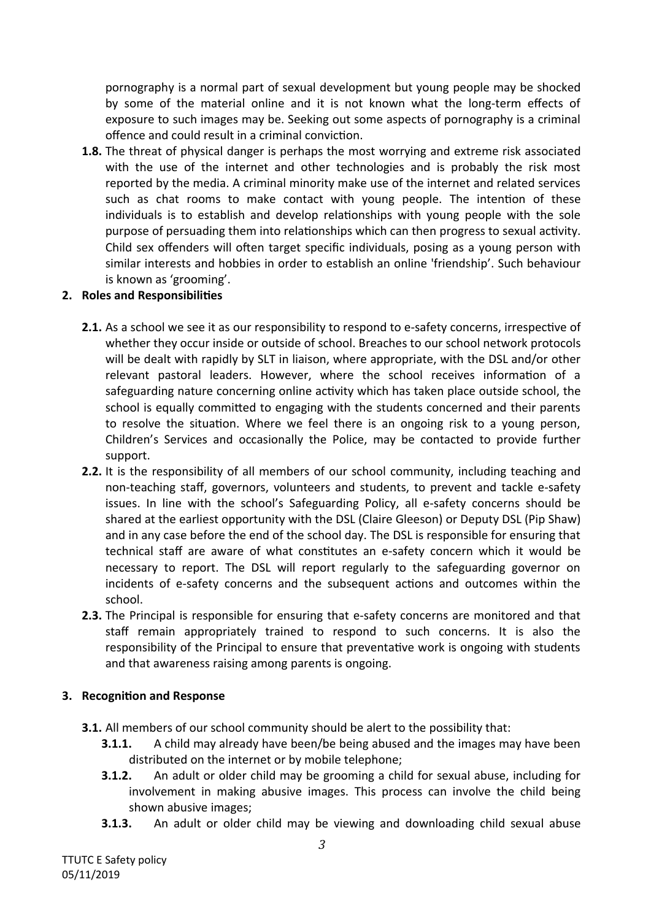pornography is a normal part of sexual development but young people may be shocked by some of the material online and it is not known what the long-term effects of exposure to such images may be. Seeking out some aspects of pornography is a criminal offence and could result in a criminal conviction.

**1.8.** The threat of physical danger is perhaps the most worrying and extreme risk associated with the use of the internet and other technologies and is probably the risk most reported by the media. A criminal minority make use of the internet and related services such as chat rooms to make contact with young people. The intention of these individuals is to establish and develop relationships with young people with the sole purpose of persuading them into relationships which can then progress to sexual activity. Child sex offenders will often target specific individuals, posing as a young person with similar interests and hobbies in order to establish an online 'friendship'. Such behaviour is known as 'grooming'.

## 2. Roles and Responsibilities

**2.1.** As a school we see it as our responsibility to respond to e-safety concerns, irrespective of whether they occur inside or outside of school. Breaches to our school network protocols will be dealt with rapidly by SLT in liaison, where appropriate, with the DSL and/or other relevant pastoral leaders. However, where the school receives information of a safeguarding nature concerning online activity which has taken place outside school, the school is equally committed to engaging with the students concerned and their parents to resolve the situation. Where we feel there is an ongoing risk to a young person, Children's Services and occasionally the Police, may be contacted to provide further support.

**2.2.** It is the responsibility of all members of our school community, including teaching and non-teaching staff, governors, volunteers and students, to prevent and tackle e-safety issues. In line with the school's Safeguarding Policy, all e-safety concerns should be shared at the earliest opportunity with the DSL (Claire Gleeson) or Deputy DSL (Pip Shaw) and in any case before the end of the school day. The DSL is responsible for ensuring that technical staff are aware of what constitutes an e-safety concern which it would be necessary to report. The DSL will report regularly to the safeguarding governor on incidents of e-safety concerns and the subsequent actions and outcomes within the school.

**2.3.** The Principal is responsible for ensuring that e-safety concerns are monitored and that staff remain appropriately trained to respond to such concerns. It is also the responsibility of the Principal to ensure that preventative work is ongoing with students and that awareness raising among parents is ongoing.

## 3. Recognition and Response

**3.1.** All members of our school community should be alert to the possibility that:

- **3.1.1.** A child may already have been/be being abused and the images may have been distributed on the internet or by mobile telephone;
- **3.1.2.** An adult or older child may be grooming a child for sexual abuse, including for involvement in making abusive images. This process can involve the child being shown abusive images;
- **3.1.3.** An adult or older child may be viewing and downloading child sexual abuse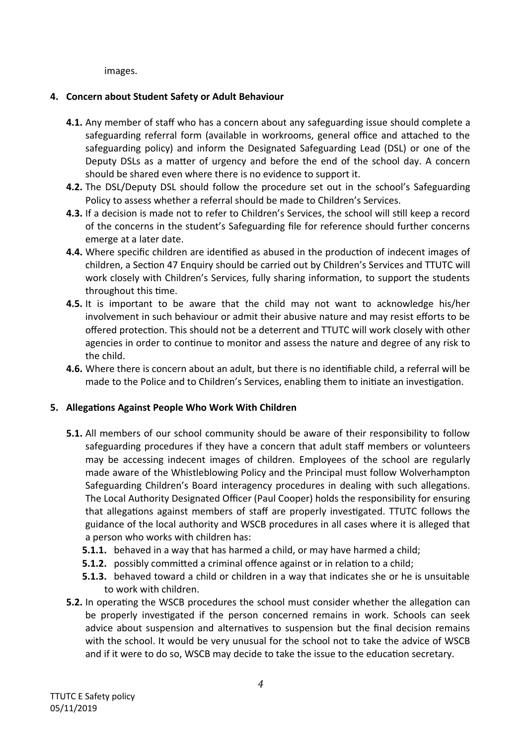images.

**4. Concern about Student Safety or Adult Behaviour**

- **4.1.** Any member of staff who has a concern about any safeguarding issue should complete a safeguarding referral form (available in workrooms, general office and attached to the safeguarding policy) and inform the Designated Safeguarding Lead (DSL) or one of the Deputy DSLs as a matter of urgency and before the end of the school day. A concern should be shared even where there is no evidence to support it.
- **4.2.** The DSL/Deputy DSL should follow the procedure set out in the school's Safeguarding Policy to assess whether a referral should be made to Children's Services.
- **4.3.** If a decision is made not to refer to Children's Services, the school will still keep a record of the concerns in the student's Safeguarding file for reference should further concerns emerge at a later date.
- **4.4.** Where specific children are identified as abused in the production of indecent images of children, a Section 47 Enquiry should be carried out by Children's Services and TTUTC will work closely with Children's Services, fully sharing information, to support the students throughout this time.
- **4.5.** It is important to be aware that the child may not want to acknowledge his/her involvement in such behaviour or admit their abusive nature and may resist efforts to be offered protection. This should not be a deterrent and TTUTC will work closely with other agencies in order to continue to monitor and assess the nature and degree of any risk to the child.
- **4.6.** Where there is concern about an adult, but there is no identifiable child, a referral will be made to the Police and to Children's Services, enabling them to initiate an investigation.

**5. Allegations Against People Who Work With Children**

- **5.1.** All members of our school community should be aware of their responsibility to follow safeguarding procedures if they have a concern that adult staff members or volunteers may be accessing indecent images of children. Employees of the school are regularly made aware of the Whistleblowing Policy and the Principal must follow Wolverhampton Safeguarding Children's Board interagency procedures in dealing with such allegations. The Local Authority Designated Officer (Paul Cooper) holds the responsibility for ensuring that allegations against members of staff are properly investigated. TTUTC follows the guidance of the local authority and WSCB procedures in all cases where it is alleged that a person who works with children has:
  - **5.1.1.** behaved in a way that has harmed a child, or may have harmed a child;
  - **5.1.2.** possibly committed a criminal offence against or in relation to a child;
  - **5.1.3.** behaved toward a child or children in a way that indicates she or he is unsuitable to work with children.
- **5.2.** In operating the WSCB procedures the school must consider whether the allegation can be properly investigated if the person concerned remains in work. Schools can seek advice about suspension and alternatives to suspension but the final decision remains with the school. It would be very unusual for the school not to take the advice of WSCB and if it were to do so, WSCB may decide to take the issue to the education secretary.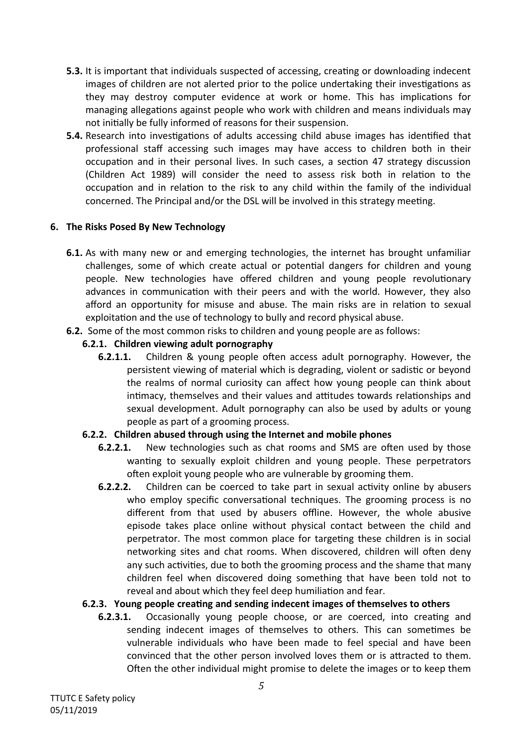**5.3.** It is important that individuals suspected of accessing, creating or downloading indecent images of children are not alerted prior to the police undertaking their investigations as they may destroy computer evidence at work or home. This has implications for managing allegations against people who work with children and means individuals may not initially be fully informed of reasons for their suspension.

**5.4.** Research into investigations of adults accessing child abuse images has identified that professional staff accessing such images may have access to children both in their occupation and in their personal lives. In such cases, a section 47 strategy discussion (Children Act 1989) will consider the need to assess risk both in relation to the occupation and in relation to the risk to any child within the family of the individual concerned. The Principal and/or the DSL will be involved in this strategy meeting.

## 6. The Risks Posed By New Technology

**6.1.** As with many new or and emerging technologies, the internet has brought unfamiliar challenges, some of which create actual or potential dangers for children and young people. New technologies have offered children and young people revolutionary advances in communication with their peers and with the world. However, they also afford an opportunity for misuse and abuse. The main risks are in relation to sexual exploitation and the use of technology to bully and record physical abuse.

**6.2.** Some of the most common risks to children and young people are as follows:

### 6.2.1. Children viewing adult pornography

**6.2.1.1.** Children & young people often access adult pornography. However, the persistent viewing of material which is degrading, violent or sadistic or beyond the realms of normal curiosity can affect how young people can think about intimacy, themselves and their values and attitudes towards relationships and sexual development. Adult pornography can also be used by adults or young people as part of a grooming process.

### 6.2.2. Children abused through using the Internet and mobile phones

**6.2.2.1.** New technologies such as chat rooms and SMS are often used by those wanting to sexually exploit children and young people. These perpetrators often exploit young people who are vulnerable by grooming them.

**6.2.2.2.** Children can be coerced to take part in sexual activity online by abusers who employ specific conversational techniques. The grooming process is no different from that used by abusers offline. However, the whole abusive episode takes place online without physical contact between the child and perpetrator. The most common place for targeting these children is in social networking sites and chat rooms. When discovered, children will often deny any such activities, due to both the grooming process and the shame that many children feel when discovered doing something that have been told not to reveal and about which they feel deep humiliation and fear.

### 6.2.3. Young people creating and sending indecent images of themselves to others

**6.2.3.1.** Occasionally young people choose, or are coerced, into creating and sending indecent images of themselves to others. This can sometimes be vulnerable individuals who have been made to feel special and have been convinced that the other person involved loves them or is attracted to them. Often the other individual might promise to delete the images or to keep them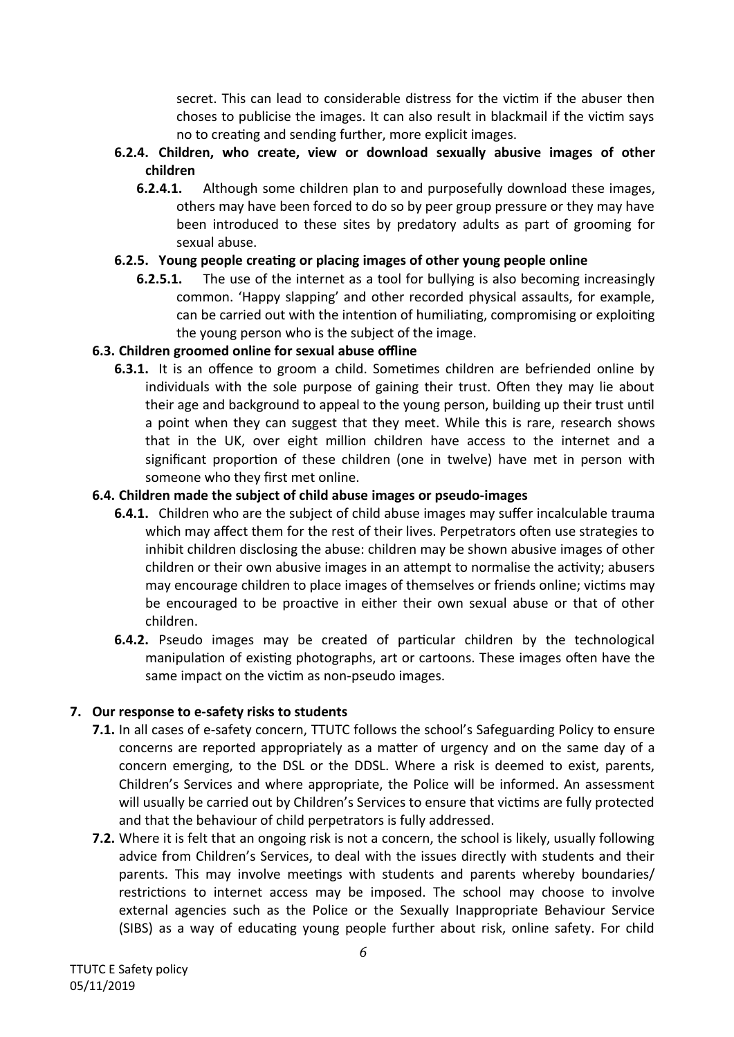secret. This can lead to considerable distress for the victim if the abuser then choses to publicise the images. It can also result in blackmail if the victim says no to creating and sending further, more explicit images.

**6.2.4. Children, who create, view or download sexually abusive images of other children**

**6.2.4.1.** Although some children plan to and purposefully download these images, others may have been forced to do so by peer group pressure or they may have been introduced to these sites by predatory adults as part of grooming for sexual abuse.

**6.2.5. Young people creating or placing images of other young people online**

**6.2.5.1.** The use of the internet as a tool for bullying is also becoming increasingly common. 'Happy slapping' and other recorded physical assaults, for example, can be carried out with the intention of humiliating, compromising or exploiting the young person who is the subject of the image.

**6.3. Children groomed online for sexual abuse offline**

**6.3.1.** It is an offence to groom a child. Sometimes children are befriended online by individuals with the sole purpose of gaining their trust. Often they may lie about their age and background to appeal to the young person, building up their trust until a point when they can suggest that they meet. While this is rare, research shows that in the UK, over eight million children have access to the internet and a significant proportion of these children (one in twelve) have met in person with someone who they first met online.

**6.4. Children made the subject of child abuse images or pseudo-images**

**6.4.1.** Children who are the subject of child abuse images may suffer incalculable trauma which may affect them for the rest of their lives. Perpetrators often use strategies to inhibit children disclosing the abuse: children may be shown abusive images of other children or their own abusive images in an attempt to normalise the activity; abusers may encourage children to place images of themselves or friends online; victims may be encouraged to be proactive in either their own sexual abuse or that of other children.

**6.4.2.** Pseudo images may be created of particular children by the technological manipulation of existing photographs, art or cartoons. These images often have the same impact on the victim as non-pseudo images.

## 7. Our response to e-safety risks to students

**7.1.** In all cases of e-safety concern, TTUTC follows the school's Safeguarding Policy to ensure concerns are reported appropriately as a matter of urgency and on the same day of a concern emerging, to the DSL or the DDSL. Where a risk is deemed to exist, parents, Children's Services and where appropriate, the Police will be informed. An assessment will usually be carried out by Children's Services to ensure that victims are fully protected and that the behaviour of child perpetrators is fully addressed.

**7.2.** Where it is felt that an ongoing risk is not a concern, the school is likely, usually following advice from Children's Services, to deal with the issues directly with students and their parents. This may involve meetings with students and parents whereby boundaries/ restrictions to internet access may be imposed. The school may choose to involve external agencies such as the Police or the Sexually Inappropriate Behaviour Service (SIBS) as a way of educating young people further about risk, online safety. For child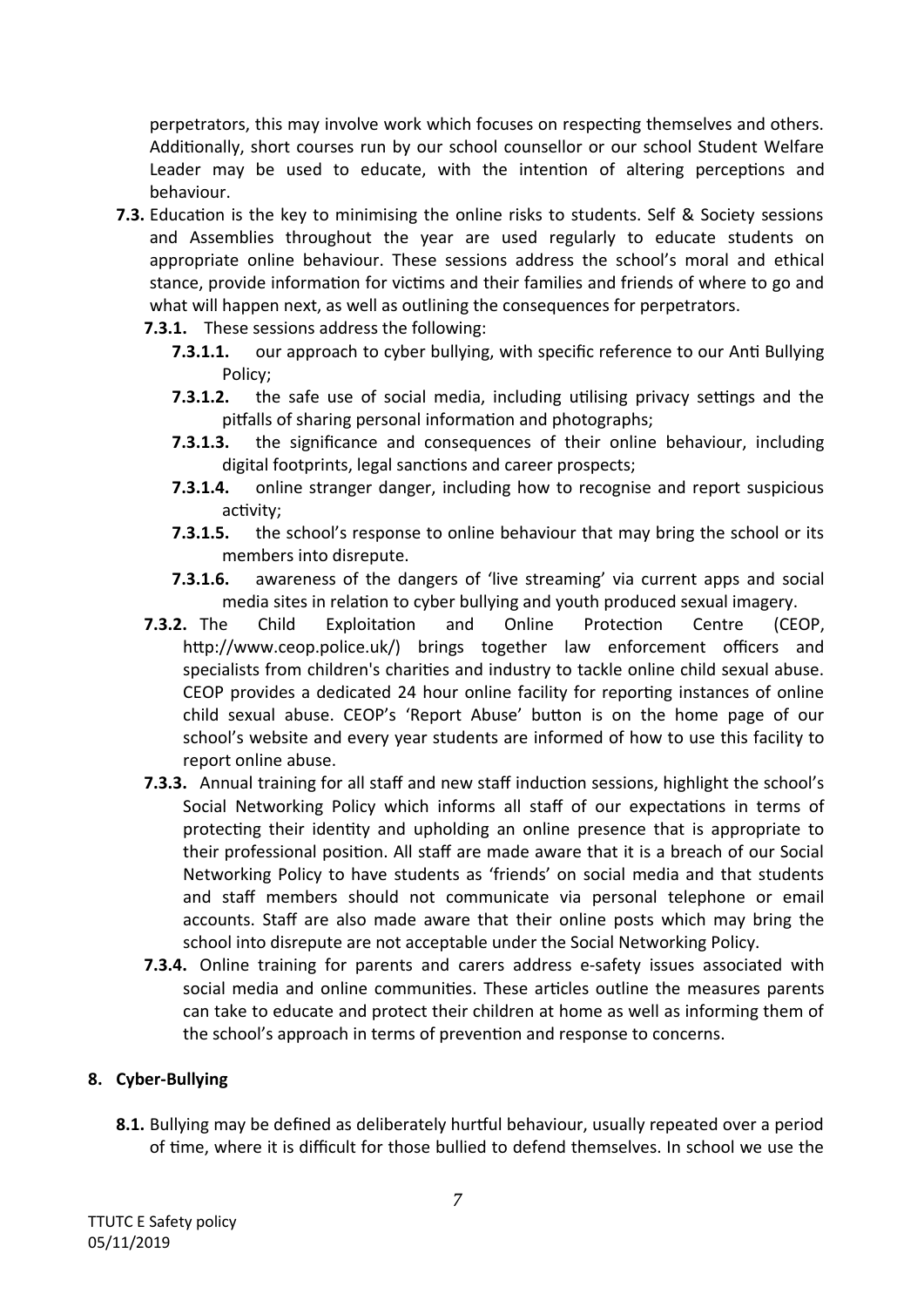perpetrators, this may involve work which focuses on respecting themselves and others. Additionally, short courses run by our school counsellor or our school Student Welfare Leader may be used to educate, with the intention of altering perceptions and behaviour.

**7.3.** Education is the key to minimising the online risks to students. Self & Society sessions and Assemblies throughout the year are used regularly to educate students on appropriate online behaviour. These sessions address the school's moral and ethical stance, provide information for victims and their families and friends of where to go and what will happen next, as well as outlining the consequences for perpetrators.

**7.3.1.** These sessions address the following:

**7.3.1.1.** our approach to cyber bullying, with specific reference to our Anti Bullying Policy;

**7.3.1.2.** the safe use of social media, including utilising privacy settings and the pitfalls of sharing personal information and photographs;

**7.3.1.3.** the significance and consequences of their online behaviour, including digital footprints, legal sanctions and career prospects;

**7.3.1.4.** online stranger danger, including how to recognise and report suspicious activity;

**7.3.1.5.** the school's response to online behaviour that may bring the school or its members into disrepute.

**7.3.1.6.** awareness of the dangers of 'live streaming' via current apps and social media sites in relation to cyber bullying and youth produced sexual imagery.

**7.3.2.** The Child Exploitation and Online Protection Centre (CEOP, http://www.ceop.police.uk/) brings together law enforcement officers and specialists from children's charities and industry to tackle online child sexual abuse. CEOP provides a dedicated 24 hour online facility for reporting instances of online child sexual abuse. CEOP's 'Report Abuse' button is on the home page of our school's website and every year students are informed of how to use this facility to report online abuse.

**7.3.3.** Annual training for all staff and new staff induction sessions, highlight the school's Social Networking Policy which informs all staff of our expectations in terms of protecting their identity and upholding an online presence that is appropriate to their professional position. All staff are made aware that it is a breach of our Social Networking Policy to have students as 'friends' on social media and that students and staff members should not communicate via personal telephone or email accounts. Staff are also made aware that their online posts which may bring the school into disrepute are not acceptable under the Social Networking Policy.

**7.3.4.** Online training for parents and carers address e-safety issues associated with social media and online communities. These articles outline the measures parents can take to educate and protect their children at home as well as informing them of the school's approach in terms of prevention and response to concerns.

## 8. Cyber-Bullying

**8.1.** Bullying may be defined as deliberately hurtful behaviour, usually repeated over a period of time, where it is difficult for those bullied to defend themselves. In school we use the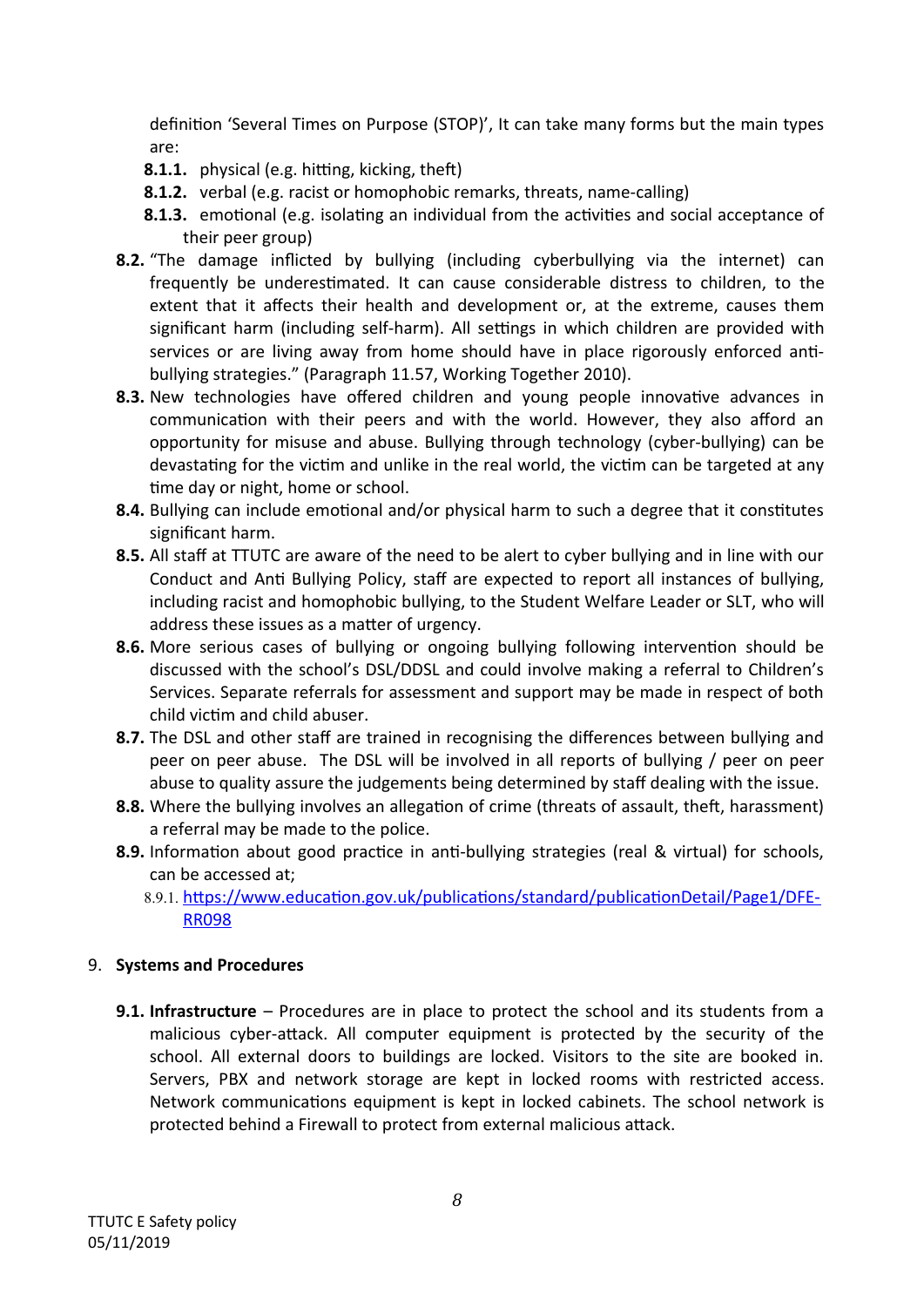definition 'Several Times on Purpose (STOP)', It can take many forms but the main types are:

- **8.1.1.** physical (e.g. hitting, kicking, theft)
- **8.1.2.** verbal (e.g. racist or homophobic remarks, threats, name-calling)
- **8.1.3.** emotional (e.g. isolating an individual from the activities and social acceptance of their peer group)

**8.2.** "The damage inflicted by bullying (including cyberbullying via the internet) can frequently be underestimated. It can cause considerable distress to children, to the extent that it affects their health and development or, at the extreme, causes them significant harm (including self-harm). All settings in which children are provided with services or are living away from home should have in place rigorously enforced anti-bullying strategies." (Paragraph 11.57, Working Together 2010).

**8.3.** New technologies have offered children and young people innovative advances in communication with their peers and with the world. However, they also afford an opportunity for misuse and abuse. Bullying through technology (cyber-bullying) can be devastating for the victim and unlike in the real world, the victim can be targeted at any time day or night, home or school.

**8.4.** Bullying can include emotional and/or physical harm to such a degree that it constitutes significant harm.

**8.5.** All staff at TTUTC are aware of the need to be alert to cyber bullying and in line with our Conduct and Anti Bullying Policy, staff are expected to report all instances of bullying, including racist and homophobic bullying, to the Student Welfare Leader or SLT, who will address these issues as a matter of urgency.

**8.6.** More serious cases of bullying or ongoing bullying following intervention should be discussed with the school's DSL/DDSL and could involve making a referral to Children's Services. Separate referrals for assessment and support may be made in respect of both child victim and child abuser.

**8.7.** The DSL and other staff are trained in recognising the differences between bullying and peer on peer abuse. The DSL will be involved in all reports of bullying / peer on peer abuse to quality assure the judgements being determined by staff dealing with the issue.

**8.8.** Where the bullying involves an allegation of crime (threats of assault, theft, harassment) a referral may be made to the police.

**8.9.** Information about good practice in anti-bullying strategies (real & virtual) for schools, can be accessed at;

- 8.9.1. [https://www.education.gov.uk/publications/standard/publicationDetail/Page1/DFE-RR098](https://www.education.gov.uk/publications/standard/publicationDetail/Page1/DFE-RR098)

## 9. Systems and Procedures

**9.1. Infrastructure** – Procedures are in place to protect the school and its students from a malicious cyber-attack. All computer equipment is protected by the security of the school. All external doors to buildings are locked. Visitors to the site are booked in. Servers, PBX and network storage are kept in locked rooms with restricted access. Network communications equipment is kept in locked cabinets. The school network is protected behind a Firewall to protect from external malicious attack.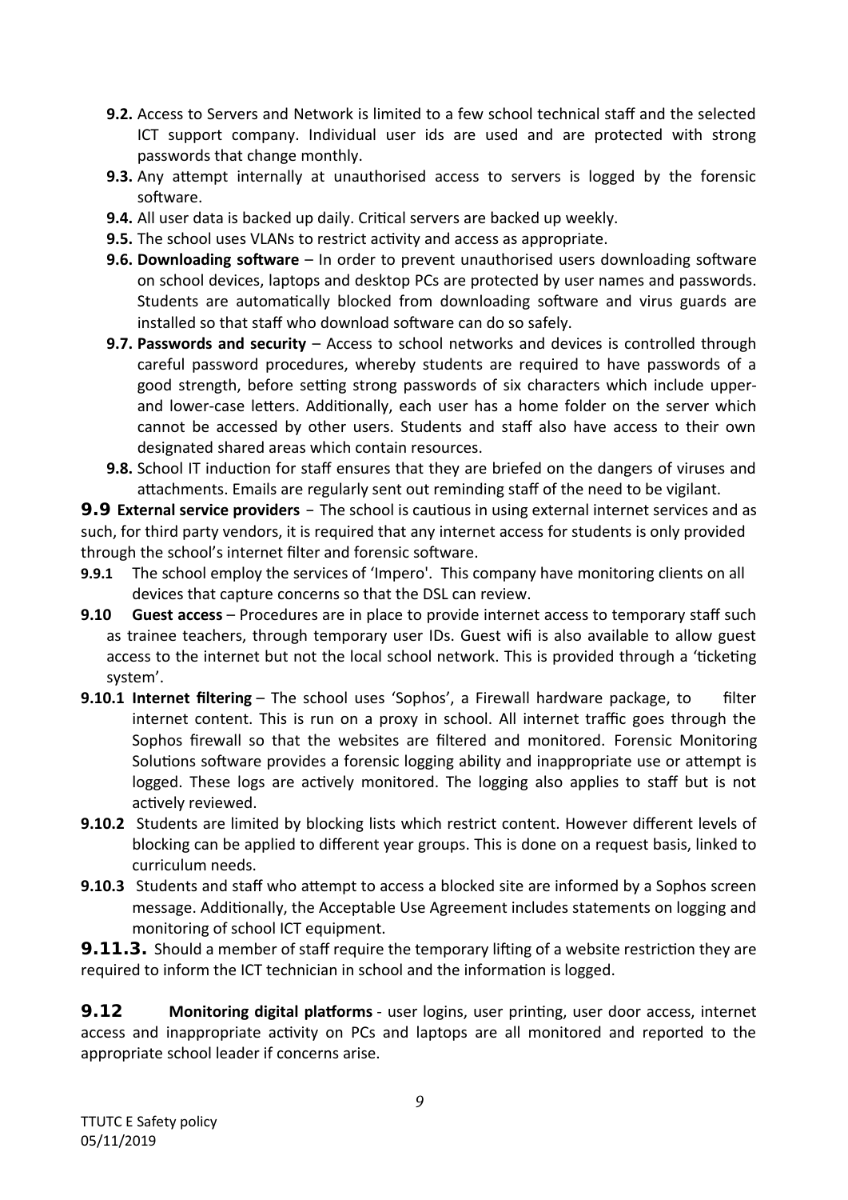**9.2.** Access to Servers and Network is limited to a few school technical staff and the selected ICT support company. Individual user ids are used and are protected with strong passwords that change monthly.

**9.3.** Any attempt internally at unauthorised access to servers is logged by the forensic software.

**9.4.** All user data is backed up daily. Critical servers are backed up weekly.

**9.5.** The school uses VLANs to restrict activity and access as appropriate.

**9.6. Downloading software** – In order to prevent unauthorised users downloading software on school devices, laptops and desktop PCs are protected by user names and passwords. Students are automatically blocked from downloading software and virus guards are installed so that staff who download software can do so safely.

**9.7. Passwords and security** – Access to school networks and devices is controlled through careful password procedures, whereby students are required to have passwords of a good strength, before setting strong passwords of six characters which include upper- and lower-case letters. Additionally, each user has a home folder on the server which cannot be accessed by other users. Students and staff also have access to their own designated shared areas which contain resources.

**9.8.** School IT induction for staff ensures that they are briefed on the dangers of viruses and attachments. Emails are regularly sent out reminding staff of the need to be vigilant.

**9.9 External service providers** – The school is cautious in using external internet services and as such, for third party vendors, it is required that any internet access for students is only provided through the school's internet filter and forensic software.

**9.9.1** The school employ the services of 'Impero'. This company have monitoring clients on all devices that capture concerns so that the DSL can review.

**9.10 Guest access** – Procedures are in place to provide internet access to temporary staff such as trainee teachers, through temporary user IDs. Guest wifi is also available to allow guest access to the internet but not the local school network. This is provided through a 'ticketing system'.

**9.10.1 Internet filtering** – The school uses 'Sophos', a Firewall hardware package, to filter internet content. This is run on a proxy in school. All internet traffic goes through the Sophos firewall so that the websites are filtered and monitored. Forensic Monitoring Solutions software provides a forensic logging ability and inappropriate use or attempt is logged. These logs are actively monitored. The logging also applies to staff but is not actively reviewed.

**9.10.2** Students are limited by blocking lists which restrict content. However different levels of blocking can be applied to different year groups. This is done on a request basis, linked to curriculum needs.

**9.10.3** Students and staff who attempt to access a blocked site are informed by a Sophos screen message. Additionally, the Acceptable Use Agreement includes statements on logging and monitoring of school ICT equipment.

**9.11.3.** Should a member of staff require the temporary lifting of a website restriction they are required to inform the ICT technician in school and the information is logged.

**9.12 Monitoring digital platforms** - user logins, user printing, user door access, internet access and inappropriate activity on PCs and laptops are all monitored and reported to the appropriate school leader if concerns arise.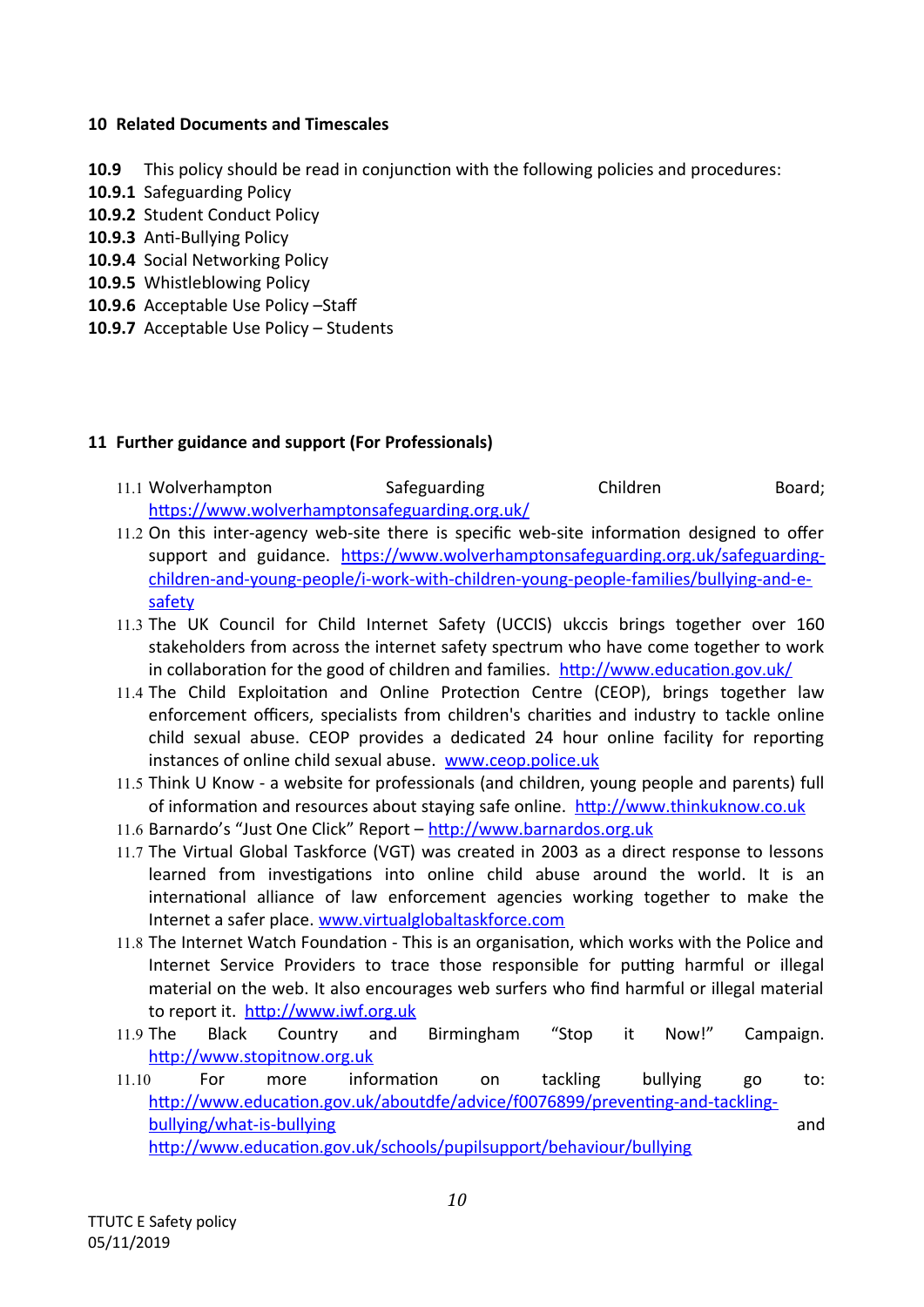## 10 Related Documents and Timescales

**10.9** This policy should be read in conjunction with the following policies and procedures:
**10.9.1** Safeguarding Policy
**10.9.2** Student Conduct Policy
**10.9.3** Anti-Bullying Policy
**10.9.4** Social Networking Policy
**10.9.5** Whistleblowing Policy
**10.9.6** Acceptable Use Policy –Staff
**10.9.7** Acceptable Use Policy – Students

## 11 Further guidance and support (For Professionals)

11.1 Wolverhampton Safeguarding Children Board; https://www.wolverhamptonsafeguarding.org.uk/

11.2 On this inter-agency web-site there is specific web-site information designed to offer support and guidance. https://www.wolverhamptonsafeguarding.org.uk/safeguarding-children-and-young-people/i-work-with-children-young-people-families/bullying-and-e-safety

11.3 The UK Council for Child Internet Safety (UCCIS) ukccis brings together over 160 stakeholders from across the internet safety spectrum who have come together to work in collaboration for the good of children and families. http://www.education.gov.uk/

11.4 The Child Exploitation and Online Protection Centre (CEOP), brings together law enforcement officers, specialists from children's charities and industry to tackle online child sexual abuse. CEOP provides a dedicated 24 hour online facility for reporting instances of online child sexual abuse. www.ceop.police.uk

11.5 Think U Know - a website for professionals (and children, young people and parents) full of information and resources about staying safe online. http://www.thinkuknow.co.uk

11.6 Barnardo's "Just One Click" Report – http://www.barnardos.org.uk

11.7 The Virtual Global Taskforce (VGT) was created in 2003 as a direct response to lessons learned from investigations into online child abuse around the world. It is an international alliance of law enforcement agencies working together to make the Internet a safer place. www.virtualglobaltaskforce.com

11.8 The Internet Watch Foundation - This is an organisation, which works with the Police and Internet Service Providers to trace those responsible for putting harmful or illegal material on the web. It also encourages web surfers who find harmful or illegal material to report it. http://www.iwf.org.uk

11.9 The Black Country and Birmingham "Stop it Now!" Campaign. http://www.stopitnow.org.uk

11.10 For more information on tackling bullying go to: http://www.education.gov.uk/aboutdfe/advice/f0076899/preventing-and-tackling-bullying/what-is-bullying and http://www.education.gov.uk/schools/pupilsupport/behaviour/bullying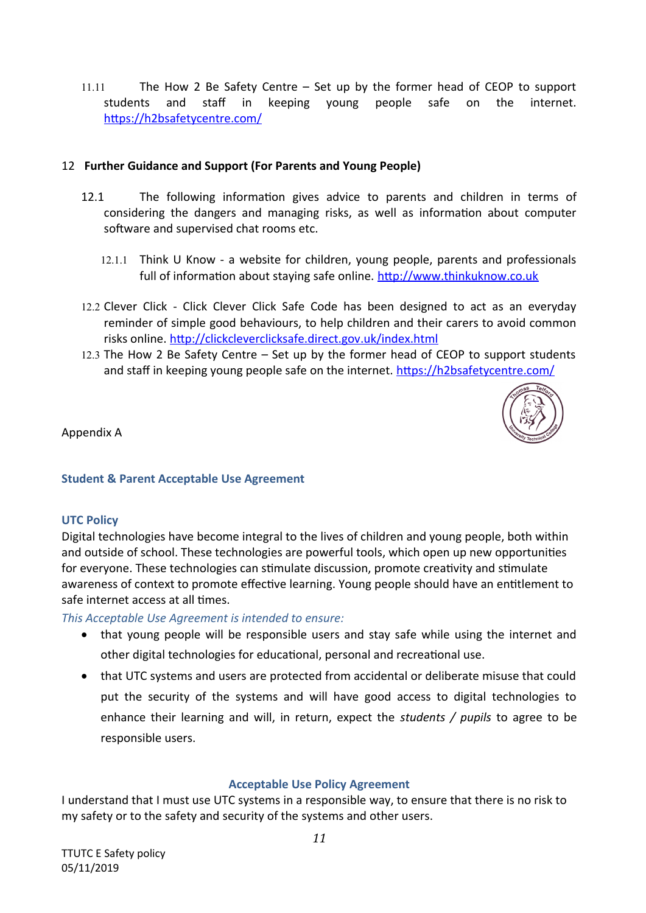11.11 The How 2 Be Safety Centre – Set up by the former head of CEOP to support students and staff in keeping young people safe on the internet. https://h2bsafetycentre.com/

## 12 Further Guidance and Support (For Parents and Young People)

12.1 The following information gives advice to parents and children in terms of considering the dangers and managing risks, as well as information about computer software and supervised chat rooms etc.

12.1.1 Think U Know - a website for children, young people, parents and professionals full of information about staying safe online. http://www.thinkuknow.co.uk

12.2 Clever Click - Click Clever Click Safe Code has been designed to act as an everyday reminder of simple good behaviours, to help children and their carers to avoid common risks online. http://clickcleverclicksafe.direct.gov.uk/index.html

12.3 The How 2 Be Safety Centre – Set up by the former head of CEOP to support students and staff in keeping young people safe on the internet. https://h2bsafetycentre.com/

Appendix A

### Student & Parent Acceptable Use Agreement

### UTC Policy

Digital technologies have become integral to the lives of children and young people, both within and outside of school. These technologies are powerful tools, which open up new opportunities for everyone. These technologies can stimulate discussion, promote creativity and stimulate awareness of context to promote effective learning. Young people should have an entitlement to safe internet access at all times.

*This Acceptable Use Agreement is intended to ensure:*

- that young people will be responsible users and stay safe while using the internet and other digital technologies for educational, personal and recreational use.
- that UTC systems and users are protected from accidental or deliberate misuse that could put the security of the systems and will have good access to digital technologies to enhance their learning and will, in return, expect the *students / pupils* to agree to be responsible users.

### Acceptable Use Policy Agreement

I understand that I must use UTC systems in a responsible way, to ensure that there is no risk to my safety or to the safety and security of the systems and other users.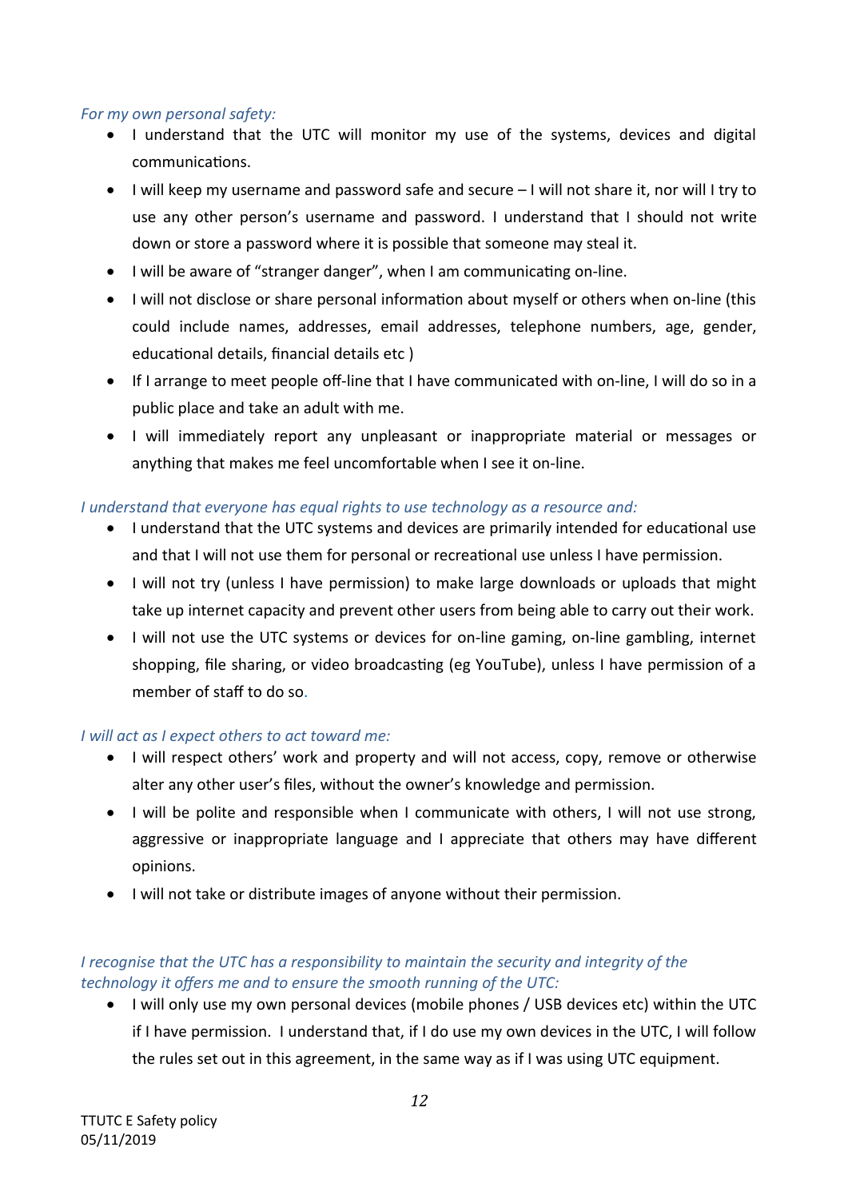*For my own personal safety:*

- I understand that the UTC will monitor my use of the systems, devices and digital communications.
- I will keep my username and password safe and secure – I will not share it, nor will I try to use any other person's username and password. I understand that I should not write down or store a password where it is possible that someone may steal it.
- I will be aware of "stranger danger", when I am communicating on-line.
- I will not disclose or share personal information about myself or others when on-line (this could include names, addresses, email addresses, telephone numbers, age, gender, educational details, financial details etc )
- If I arrange to meet people off-line that I have communicated with on-line, I will do so in a public place and take an adult with me.
- I will immediately report any unpleasant or inappropriate material or messages or anything that makes me feel uncomfortable when I see it on-line.

*I understand that everyone has equal rights to use technology as a resource and:*

- I understand that the UTC systems and devices are primarily intended for educational use and that I will not use them for personal or recreational use unless I have permission.
- I will not try (unless I have permission) to make large downloads or uploads that might take up internet capacity and prevent other users from being able to carry out their work.
- I will not use the UTC systems or devices for on-line gaming, on-line gambling, internet shopping, file sharing, or video broadcasting (eg YouTube), unless I have permission of a member of staff to do so.

*I will act as I expect others to act toward me:*

- I will respect others' work and property and will not access, copy, remove or otherwise alter any other user's files, without the owner's knowledge and permission.
- I will be polite and responsible when I communicate with others, I will not use strong, aggressive or inappropriate language and I appreciate that others may have different opinions.
- I will not take or distribute images of anyone without their permission.

*I recognise that the UTC has a responsibility to maintain the security and integrity of the technology it offers me and to ensure the smooth running of the UTC:*

- I will only use my own personal devices (mobile phones / USB devices etc) within the UTC if I have permission. I understand that, if I do use my own devices in the UTC, I will follow the rules set out in this agreement, in the same way as if I was using UTC equipment.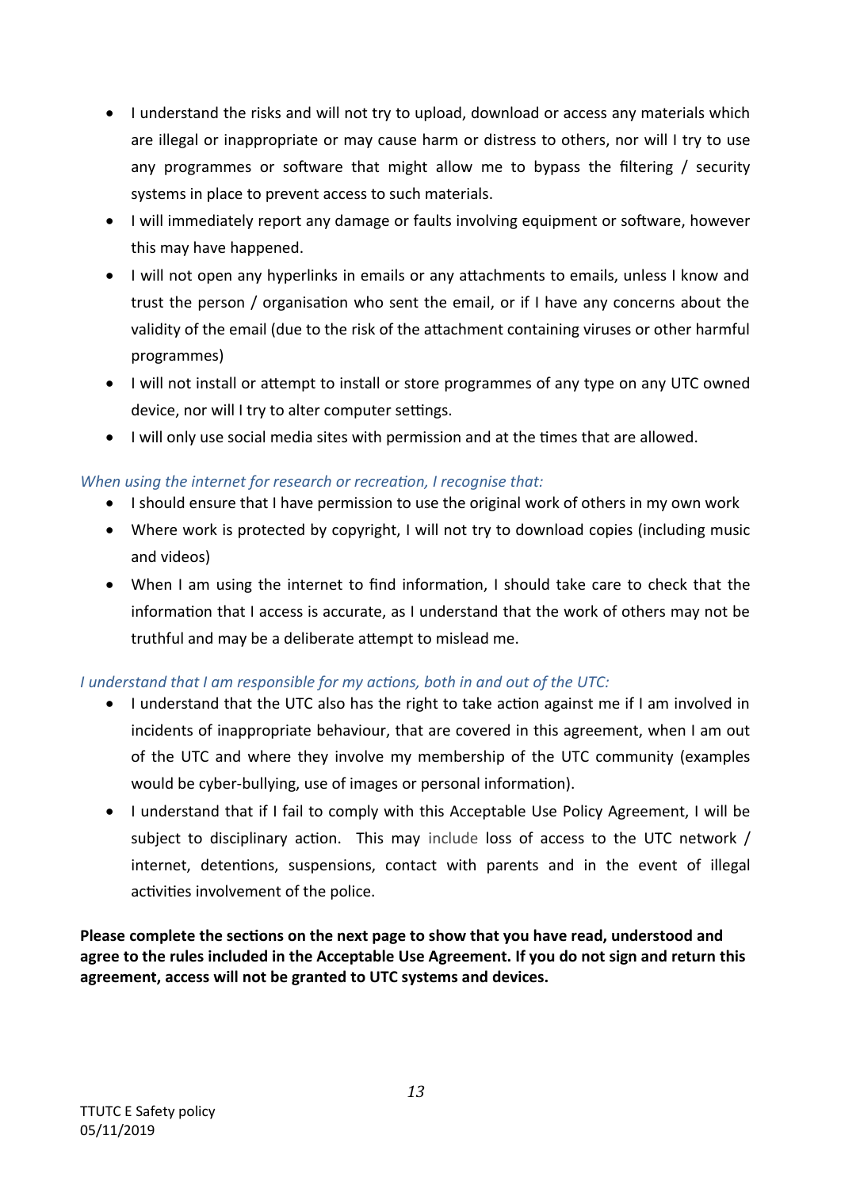- I understand the risks and will not try to upload, download or access any materials which are illegal or inappropriate or may cause harm or distress to others, nor will I try to use any programmes or software that might allow me to bypass the filtering / security systems in place to prevent access to such materials.
- I will immediately report any damage or faults involving equipment or software, however this may have happened.
- I will not open any hyperlinks in emails or any attachments to emails, unless I know and trust the person / organisation who sent the email, or if I have any concerns about the validity of the email (due to the risk of the attachment containing viruses or other harmful programmes)
- I will not install or attempt to install or store programmes of any type on any UTC owned device, nor will I try to alter computer settings.
- I will only use social media sites with permission and at the times that are allowed.

*When using the internet for research or recreation, I recognise that:*

- I should ensure that I have permission to use the original work of others in my own work
- Where work is protected by copyright, I will not try to download copies (including music and videos)
- When I am using the internet to find information, I should take care to check that the information that I access is accurate, as I understand that the work of others may not be truthful and may be a deliberate attempt to mislead me.

*I understand that I am responsible for my actions, both in and out of the UTC:*

- I understand that the UTC also has the right to take action against me if I am involved in incidents of inappropriate behaviour, that are covered in this agreement, when I am out of the UTC and where they involve my membership of the UTC community (examples would be cyber-bullying, use of images or personal information).
- I understand that if I fail to comply with this Acceptable Use Policy Agreement, I will be subject to disciplinary action. This may include loss of access to the UTC network / internet, detentions, suspensions, contact with parents and in the event of illegal activities involvement of the police.

**Please complete the sections on the next page to show that you have read, understood and agree to the rules included in the Acceptable Use Agreement. If you do not sign and return this agreement, access will not be granted to UTC systems and devices.**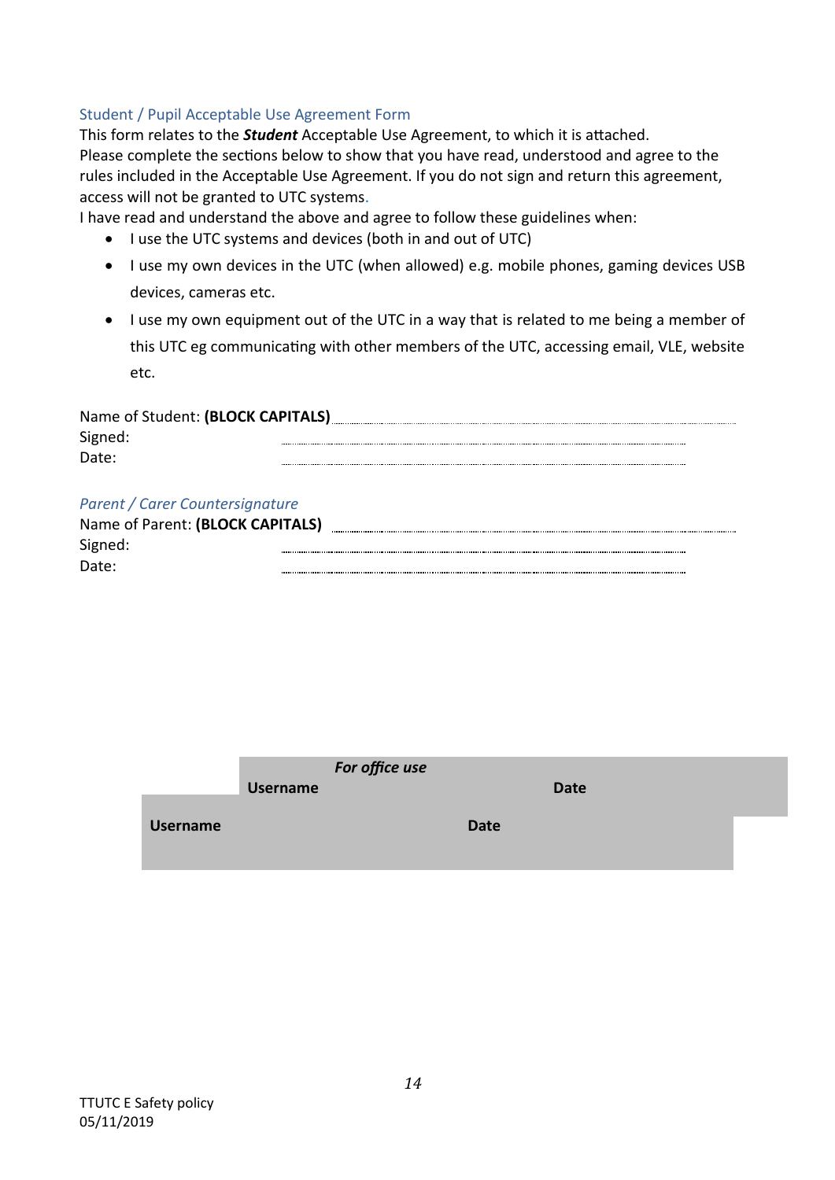## Student / Pupil Acceptable Use Agreement Form

This form relates to the ***Student*** Acceptable Use Agreement, to which it is attached.
Please complete the sections below to show that you have read, understood and agree to the rules included in the Acceptable Use Agreement. If you do not sign and return this agreement, access will not be granted to UTC systems.
I have read and understand the above and agree to follow these guidelines when:

- I use the UTC systems and devices (both in and out of UTC)
- I use my own devices in the UTC (when allowed) e.g. mobile phones, gaming devices USB devices, cameras etc.
- I use my own equipment out of the UTC in a way that is related to me being a member of this UTC eg communicating with other members of the UTC, accessing email, VLE, website etc.

Name of Student: **(BLOCK CAPITALS)** ..............................................................................

Signed: ..............................................................................

Date: ..............................................................................

### *Parent / Carer Countersignature*

Name of Parent: **(BLOCK CAPITALS)** ..............................................................................

Signed: ..............................................................................

Date: ..............................................................................

| ***For office use*** | |
|---|---|
| **Username** | **Date** |
| **Username** | **Date** |

TTUTC E Safety policy
05/11/2019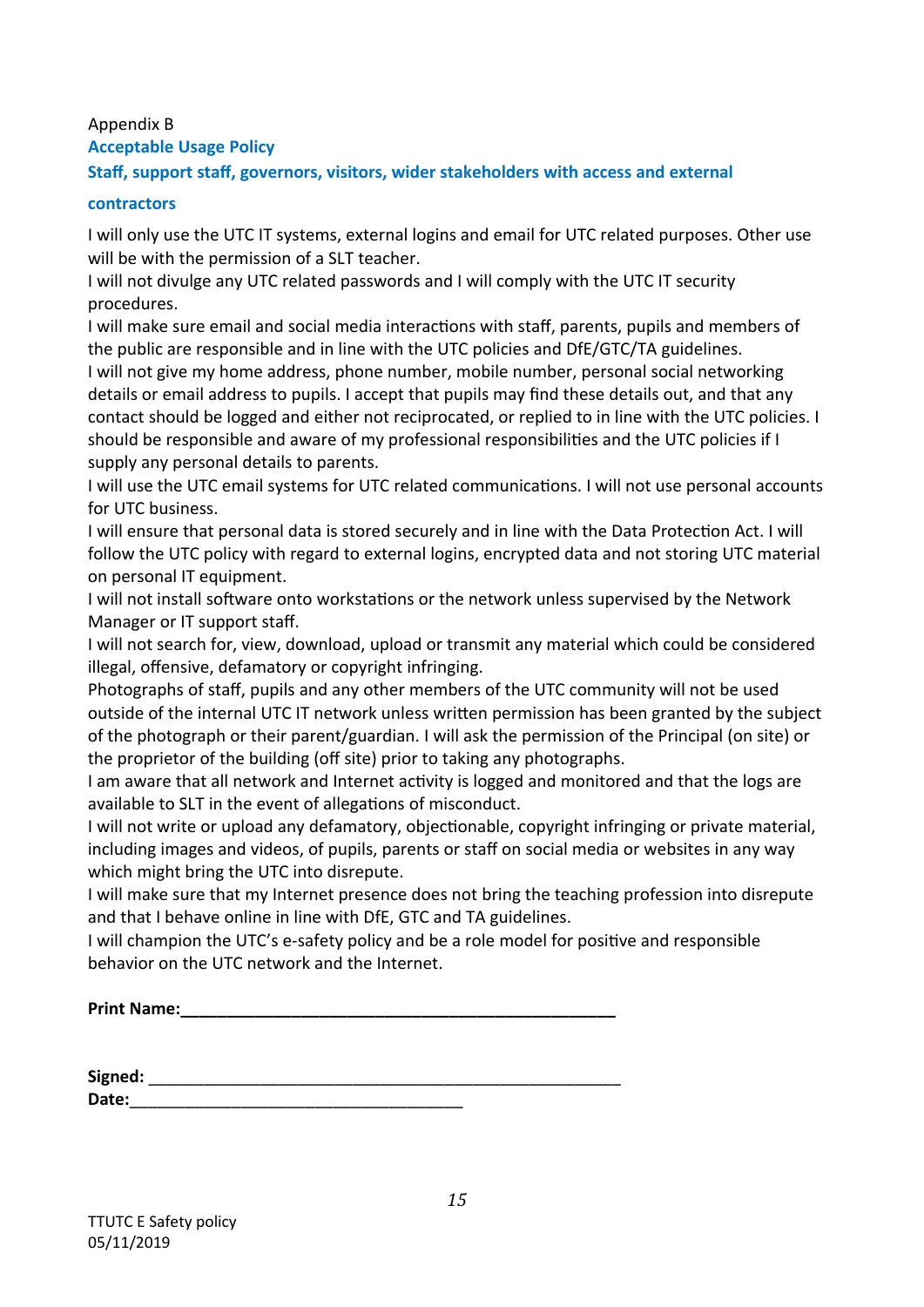Appendix B

## Acceptable Usage Policy

### Staff, support staff, governors, visitors, wider stakeholders with access and external contractors

I will only use the UTC IT systems, external logins and email for UTC related purposes. Other use will be with the permission of a SLT teacher.

I will not divulge any UTC related passwords and I will comply with the UTC IT security procedures.

I will make sure email and social media interactions with staff, parents, pupils and members of the public are responsible and in line with the UTC policies and DfE/GTC/TA guidelines.

I will not give my home address, phone number, mobile number, personal social networking details or email address to pupils. I accept that pupils may find these details out, and that any contact should be logged and either not reciprocated, or replied to in line with the UTC policies. I should be responsible and aware of my professional responsibilities and the UTC policies if I supply any personal details to parents.

I will use the UTC email systems for UTC related communications. I will not use personal accounts for UTC business.

I will ensure that personal data is stored securely and in line with the Data Protection Act. I will follow the UTC policy with regard to external logins, encrypted data and not storing UTC material on personal IT equipment.

I will not install software onto workstations or the network unless supervised by the Network Manager or IT support staff.

I will not search for, view, download, upload or transmit any material which could be considered illegal, offensive, defamatory or copyright infringing.

Photographs of staff, pupils and any other members of the UTC community will not be used outside of the internal UTC IT network unless written permission has been granted by the subject of the photograph or their parent/guardian. I will ask the permission of the Principal (on site) or the proprietor of the building (off site) prior to taking any photographs.

I am aware that all network and Internet activity is logged and monitored and that the logs are available to SLT in the event of allegations of misconduct.

I will not write or upload any defamatory, objectionable, copyright infringing or private material, including images and videos, of pupils, parents or staff on social media or websites in any way which might bring the UTC into disrepute.

I will make sure that my Internet presence does not bring the teaching profession into disrepute and that I behave online in line with DfE, GTC and TA guidelines.

I will champion the UTC's e-safety policy and be a role model for positive and responsible behavior on the UTC network and the Internet.

**Print Name:**_______________________________________________

**Signed:** _______________________________________________

**Date:**____________________________________

TTUTC E Safety policy
05/11/2019